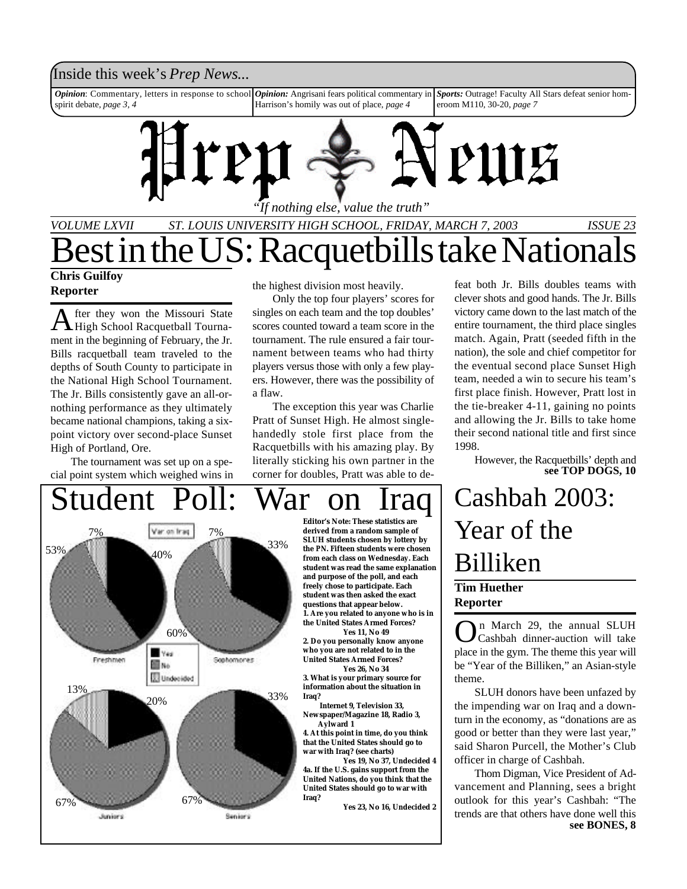Inside this week's *Prep News...*

***Opinion***: Commentary, letters in response to school spirit debate, *page 3, 4*

***Opinion:*** Angrisani fears political commentary in Harrison's homily was out of place, *page 4*

***Sports:*** Outrage! Faculty All Stars defeat senior homeroom M110, 30-20, *page 7*

# Prep News

*"If nothing else, value the truth"*

*VOLUME LXVII — ST. LOUIS UNIVERSITY HIGH SCHOOL, FRIDAY, MARCH 7, 2003 — ISSUE 23*

# Best in the US: Racquetbills take Nationals

**Chris Guilfoy**
**Reporter**

After they won the Missouri State High School Racquetball Tournament in the beginning of February, the Jr. Bills racquetball team traveled to the depths of South County to participate in the National High School Tournament. The Jr. Bills consistently gave an all-or-nothing performance as they ultimately became national champions, taking a six-point victory over second-place Sunset High of Portland, Ore.

The tournament was set up on a special point system which weighed wins in the highest division most heavily.

Only the top four players' scores for singles on each team and the top doubles' scores counted toward a team score in the tournament. The rule ensured a fair tournament between teams who had thirty players versus those with only a few players. However, there was the possibility of a flaw.

The exception this year was Charlie Pratt of Sunset High. He almost single-handedly stole first place from the Racquetbills with his amazing play. By literally sticking his own partner in the corner for doubles, Pratt was able to defeat both Jr. Bills doubles teams with clever shots and good hands. The Jr. Bills victory came down to the last match of the entire tournament, the third place singles match. Again, Pratt (seeded fifth in the nation), the sole and chief competitor for the eventual second place Sunset High team, needed a win to secure his team's first place finish. However, Pratt lost in the tie-breaker 4-11, gaining no points and allowing the Jr. Bills to take home their second national title and first since 1998.

However, the Racquetbills' depth and **see TOP DOGS, 10**

# Student Poll: War on Iraq

War on Iraq

| | Yes | No | Undecided |
|---|---|---|---|
| Freshmen | 40% | 53% | 7% |
| Sophomores | 33% | 60% | 7% |
| Juniors | 20% | 67% | 13% |
| Seniors | 33% | 67% | |

**Editor's Note: These statistics are derived from a random sample of SLUH students chosen by lottery by the PN. Fifteen students were chosen from each class on Wednesday. Each student was read the same explanation and purpose of the poll, and each freely chose to participate. Each student was then asked the exact questions that appear below.**

**1. Are you related to anyone who is in the United States Armed Forces?**
**Yes 11, No 49**

**2. Do you personally know anyone who you are not related to in the United States Armed Forces?**
**Yes 26, No 34**

**3. What is your primary source for information about the situation in Iraq?**
**Internet 9, Television 33, Newspaper/Magazine 18, Radio 3, Aylward 1**

**4. At this point in time, do you think that the United States should go to war with Iraq? (see charts)**
**Yes 19, No 37, Undecided 4**

**4a. If the U.S. gains support from the United Nations, do you think that the United States should go to war with Iraq?**
**Yes 23, No 16, Undecided 2**

# Cashbah 2003: Year of the Billiken

**Tim Huether**
**Reporter**

On March 29, the annual SLUH Cashbah dinner-auction will take place in the gym. The theme this year will be "Year of the Billiken," an Asian-style theme.

SLUH donors have been unfazed by the impending war on Iraq and a downturn in the economy, as "donations are as good or better than they were last year," said Sharon Purcell, the Mother's Club officer in charge of Cashbah.

Thom Digman, Vice President of Advancement and Planning, sees a bright outlook for this year's Cashbah: "The trends are that others have done well this **see BONES, 8**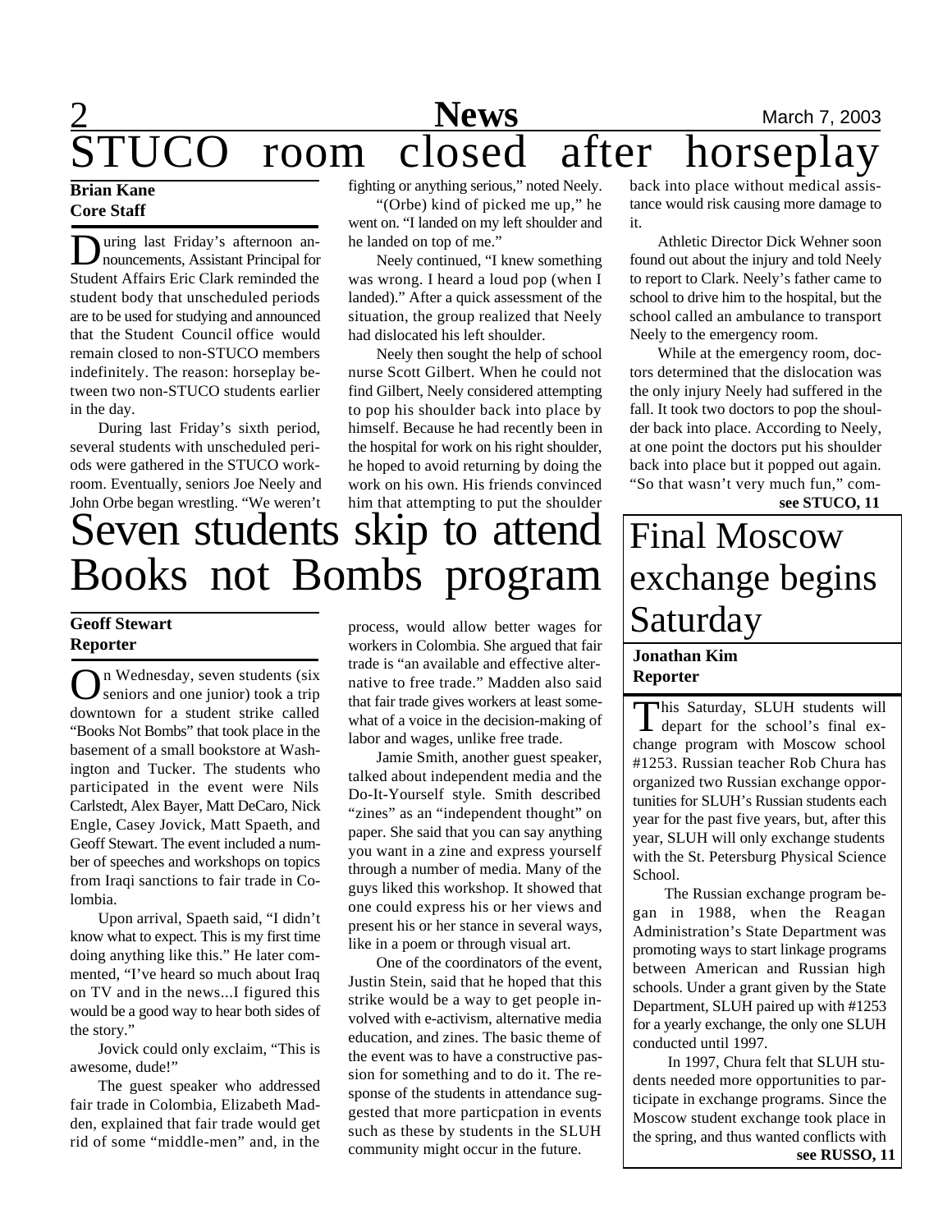# STUCO room closed after horseplay

**Brian Kane**
**Core Staff**

During last Friday's afternoon announcements, Assistant Principal for Student Affairs Eric Clark reminded the student body that unscheduled periods are to be used for studying and announced that the Student Council office would remain closed to non-STUCO members indefinitely. The reason: horseplay between two non-STUCO students earlier in the day.

During last Friday's sixth period, several students with unscheduled periods were gathered in the STUCO workroom. Eventually, seniors Joe Neely and John Orbe began wrestling. "We weren't fighting or anything serious," noted Neely.

"(Orbe) kind of picked me up," he went on. "I landed on my left shoulder and he landed on top of me."

Neely continued, "I knew something was wrong. I heard a loud pop (when I landed)." After a quick assessment of the situation, the group realized that Neely had dislocated his left shoulder.

Neely then sought the help of school nurse Scott Gilbert. When he could not find Gilbert, Neely considered attempting to pop his shoulder back into place by himself. Because he had recently been in the hospital for work on his right shoulder, he hoped to avoid returning by doing the work on his own. His friends convinced him that attempting to put the shoulder back into place without medical assistance would risk causing more damage to it.

Athletic Director Dick Wehner soon found out about the injury and told Neely to report to Clark. Neely's father came to school to drive him to the hospital, but the school called an ambulance to transport Neely to the emergency room.

While at the emergency room, doctors determined that the dislocation was the only injury Neely had suffered in the fall. It took two doctors to pop the shoulder back into place. According to Neely, at one point the doctors put his shoulder back into place but it popped out again. "So that wasn't very much fun," com-

**see STUCO, 11**

# Seven students skip to attend Books not Bombs program

**Geoff Stewart**
**Reporter**

On Wednesday, seven students (six seniors and one junior) took a trip downtown for a student strike called "Books Not Bombs" that took place in the basement of a small bookstore at Washington and Tucker. The students who participated in the event were Nils Carlstedt, Alex Bayer, Matt DeCaro, Nick Engle, Casey Jovick, Matt Spaeth, and Geoff Stewart. The event included a number of speeches and workshops on topics from Iraqi sanctions to fair trade in Colombia.

Upon arrival, Spaeth said, "I didn't know what to expect. This is my first time doing anything like this." He later commented, "I've heard so much about Iraq on TV and in the news...I figured this would be a good way to hear both sides of the story."

Jovick could only exclaim, "This is awesome, dude!"

The guest speaker who addressed fair trade in Colombia, Elizabeth Madden, explained that fair trade would get rid of some "middle-men" and, in the process, would allow better wages for workers in Colombia. She argued that fair trade is "an available and effective alternative to free trade." Madden also said that fair trade gives workers at least somewhat of a voice in the decision-making of labor and wages, unlike free trade.

Jamie Smith, another guest speaker, talked about independent media and the Do-It-Yourself style. Smith described "zines" as an "independent thought" on paper. She said that you can say anything you want in a zine and express yourself through a number of media. Many of the guys liked this workshop. It showed that one could express his or her views and present his or her stance in several ways, like in a poem or through visual art.

One of the coordinators of the event, Justin Stein, said that he hoped that this strike would be a way to get people involved with e-activism, alternative media education, and zines. The basic theme of the event was to have a constructive passion for something and to do it. The response of the students in attendance suggested that more particpation in events such as these by students in the SLUH community might occur in the future.

# Final Moscow exchange begins Saturday

**Jonathan Kim**
**Reporter**

This Saturday, SLUH students will depart for the school's final exchange program with Moscow school #1253. Russian teacher Rob Chura has organized two Russian exchange opportunities for SLUH's Russian students each year for the past five years, but, after this year, SLUH will only exchange students with the St. Petersburg Physical Science School.

The Russian exchange program began in 1988, when the Reagan Administration's State Department was promoting ways to start linkage programs between American and Russian high schools. Under a grant given by the State Department, SLUH paired up with #1253 for a yearly exchange, the only one SLUH conducted until 1997.

In 1997, Chura felt that SLUH students needed more opportunities to participate in exchange programs. Since the Moscow student exchange took place in the spring, and thus wanted conflicts with

**see RUSSO, 11**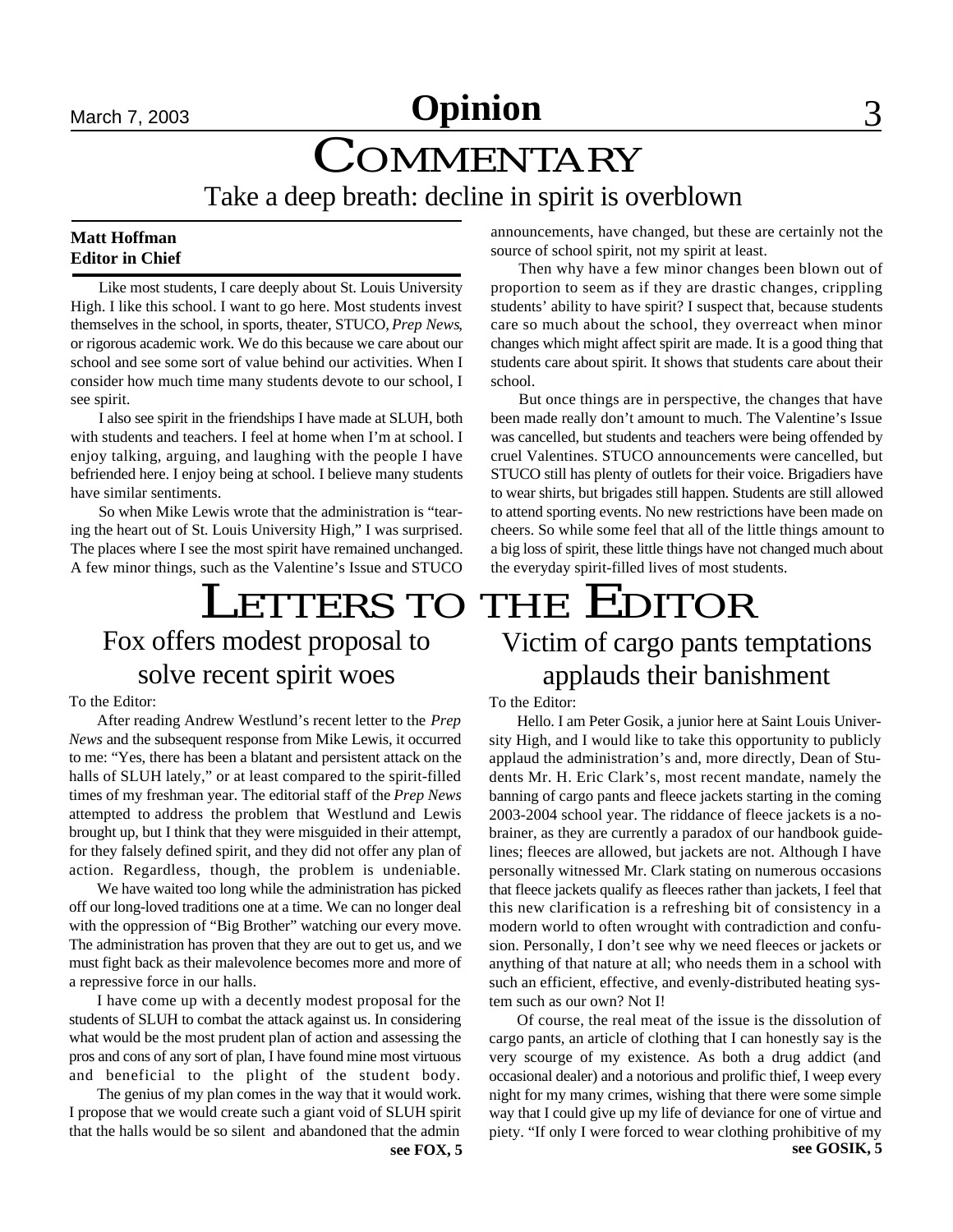# Opinion

# COMMENTARY

## Take a deep breath: decline in spirit is overblown

**Matt Hoffman**
**Editor in Chief**

Like most students, I care deeply about St. Louis University High. I like this school. I want to go here. Most students invest themselves in the school, in sports, theater, STUCO, *Prep News*, or rigorous academic work. We do this because we care about our school and see some sort of value behind our activities. When I consider how much time many students devote to our school, I see spirit.

I also see spirit in the friendships I have made at SLUH, both with students and teachers. I feel at home when I'm at school. I enjoy talking, arguing, and laughing with the people I have befriended here. I enjoy being at school. I believe many students have similar sentiments.

So when Mike Lewis wrote that the administration is "tearing the heart out of St. Louis University High," I was surprised. The places where I see the most spirit have remained unchanged. A few minor things, such as the Valentine's Issue and STUCO announcements, have changed, but these are certainly not the source of school spirit, not my spirit at least.

Then why have a few minor changes been blown out of proportion to seem as if they are drastic changes, crippling students' ability to have spirit? I suspect that, because students care so much about the school, they overreact when minor changes which might affect spirit are made. It is a good thing that students care about spirit. It shows that students care about their school.

But once things are in perspective, the changes that have been made really don't amount to much. The Valentine's Issue was cancelled, but students and teachers were being offended by cruel Valentines. STUCO announcements were cancelled, but STUCO still has plenty of outlets for their voice. Brigadiers have to wear shirts, but brigades still happen. Students are still allowed to attend sporting events. No new restrictions have been made on cheers. So while some feel that all of the little things amount to a big loss of spirit, these little things have not changed much about the everyday spirit-filled lives of most students.

# LETTERS TO THE EDITOR

## Fox offers modest proposal to solve recent spirit woes

To the Editor:

After reading Andrew Westlund's recent letter to the *Prep News* and the subsequent response from Mike Lewis, it occurred to me: "Yes, there has been a blatant and persistent attack on the halls of SLUH lately," or at least compared to the spirit-filled times of my freshman year. The editorial staff of the *Prep News* attempted to address the problem that Westlund and Lewis brought up, but I think that they were misguided in their attempt, for they falsely defined spirit, and they did not offer any plan of action. Regardless, though, the problem is undeniable.

We have waited too long while the administration has picked off our long-loved traditions one at a time. We can no longer deal with the oppression of "Big Brother" watching our every move. The administration has proven that they are out to get us, and we must fight back as their malevolence becomes more and more of a repressive force in our halls.

I have come up with a decently modest proposal for the students of SLUH to combat the attack against us. In considering what would be the most prudent plan of action and assessing the pros and cons of any sort of plan, I have found mine most virtuous and beneficial to the plight of the student body.

The genius of my plan comes in the way that it would work. I propose that we would create such a giant void of SLUH spirit that the halls would be so silent and abandoned that the admin

**see FOX, 5**

## Victim of cargo pants temptations applauds their banishment

To the Editor:

Hello. I am Peter Gosik, a junior here at Saint Louis University High, and I would like to take this opportunity to publicly applaud the administration's and, more directly, Dean of Students Mr. H. Eric Clark's, most recent mandate, namely the banning of cargo pants and fleece jackets starting in the coming 2003-2004 school year. The riddance of fleece jackets is a no-brainer, as they are currently a paradox of our handbook guidelines; fleeces are allowed, but jackets are not. Although I have personally witnessed Mr. Clark stating on numerous occasions that fleece jackets qualify as fleeces rather than jackets, I feel that this new clarification is a refreshing bit of consistency in a modern world to often wrought with contradiction and confusion. Personally, I don't see why we need fleeces or jackets or anything of that nature at all; who needs them in a school with such an efficient, effective, and evenly-distributed heating system such as our own? Not I!

Of course, the real meat of the issue is the dissolution of cargo pants, an article of clothing that I can honestly say is the very scourge of my existence. As both a drug addict (and occasional dealer) and a notorious and prolific thief, I weep every night for my many crimes, wishing that there were some simple way that I could give up my life of deviance for one of virtue and piety. "If only I were forced to wear clothing prohibitive of my

**see GOSIK, 5**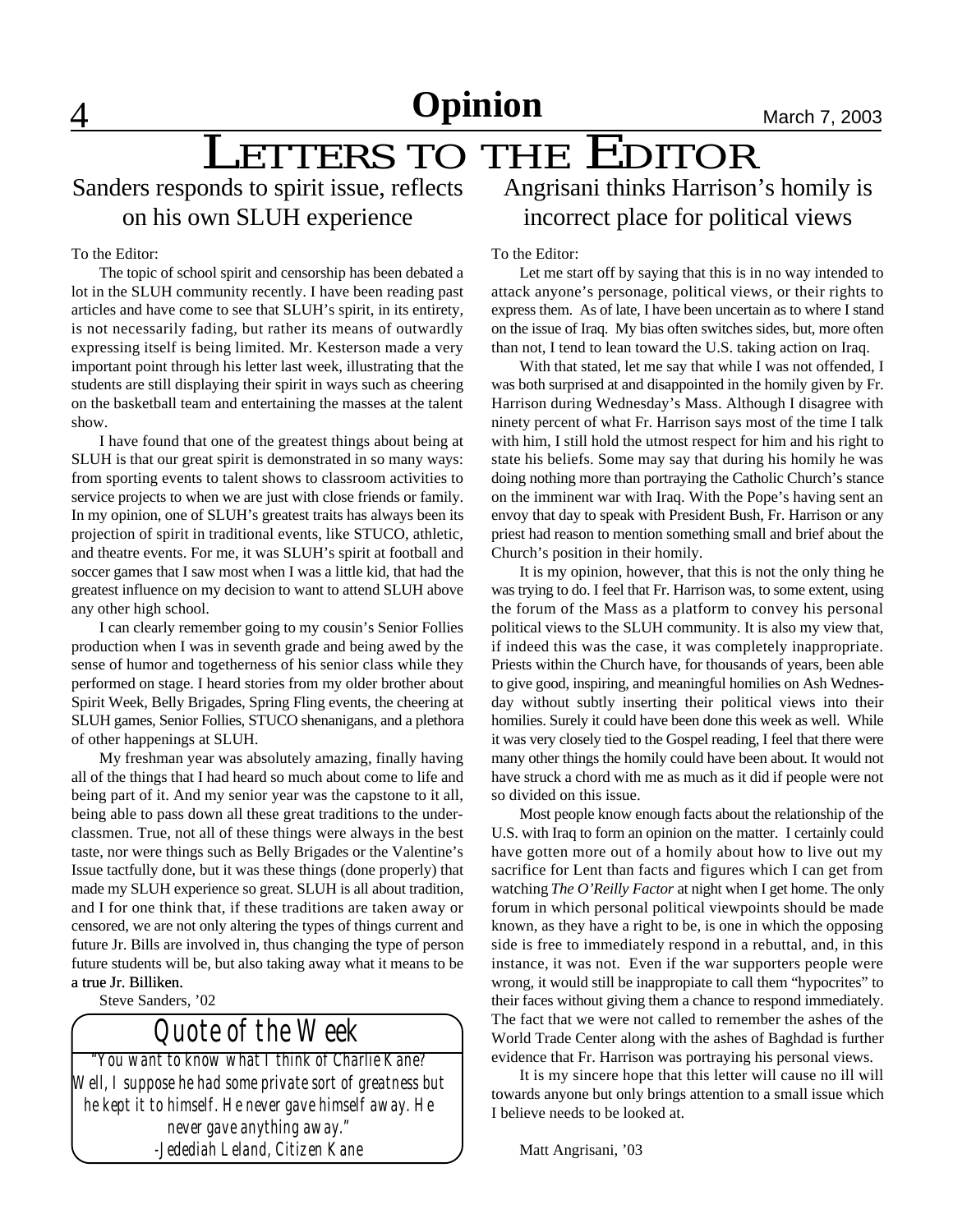# LETTERS TO THE EDITOR

## Sanders responds to spirit issue, reflects on his own SLUH experience

To the Editor:

The topic of school spirit and censorship has been debated a lot in the SLUH community recently. I have been reading past articles and have come to see that SLUH's spirit, in its entirety, is not necessarily fading, but rather its means of outwardly expressing itself is being limited. Mr. Kesterson made a very important point through his letter last week, illustrating that the students are still displaying their spirit in ways such as cheering on the basketball team and entertaining the masses at the talent show.

I have found that one of the greatest things about being at SLUH is that our great spirit is demonstrated in so many ways: from sporting events to talent shows to classroom activities to service projects to when we are just with close friends or family. In my opinion, one of SLUH's greatest traits has always been its projection of spirit in traditional events, like STUCO, athletic, and theatre events. For me, it was SLUH's spirit at football and soccer games that I saw most when I was a little kid, that had the greatest influence on my decision to want to attend SLUH above any other high school.

I can clearly remember going to my cousin's Senior Follies production when I was in seventh grade and being awed by the sense of humor and togetherness of his senior class while they performed on stage. I heard stories from my older brother about Spirit Week, Belly Brigades, Spring Fling events, the cheering at SLUH games, Senior Follies, STUCO shenanigans, and a plethora of other happenings at SLUH.

My freshman year was absolutely amazing, finally having all of the things that I had heard so much about come to life and being part of it. And my senior year was the capstone to it all, being able to pass down all these great traditions to the underclassmen. True, not all of these things were always in the best taste, nor were things such as Belly Brigades or the Valentine's Issue tactfully done, but it was these things (done properly) that made my SLUH experience so great. SLUH is all about tradition, and I for one think that, if these traditions are taken away or censored, we are not only altering the types of things current and future Jr. Bills are involved in, thus changing the type of person future students will be, but also taking away what it means to be a true Jr. Billiken.

Steve Sanders, '02

## Quote of the Week

*"You want to know what I think of Charlie Kane? Well, I suppose he had some private sort of greatness but he kept it to himself. He never gave himself away. He never gave anything away."*
*-Jedediah Leland, Citizen Kane*

## Angrisani thinks Harrison's homily is incorrect place for political views

To the Editor:

Let me start off by saying that this is in no way intended to attack anyone's personage, political views, or their rights to express them. As of late, I have been uncertain as to where I stand on the issue of Iraq. My bias often switches sides, but, more often than not, I tend to lean toward the U.S. taking action on Iraq.

With that stated, let me say that while I was not offended, I was both surprised at and disappointed in the homily given by Fr. Harrison during Wednesday's Mass. Although I disagree with ninety percent of what Fr. Harrison says most of the time I talk with him, I still hold the utmost respect for him and his right to state his beliefs. Some may say that during his homily he was doing nothing more than portraying the Catholic Church's stance on the imminent war with Iraq. With the Pope's having sent an envoy that day to speak with President Bush, Fr. Harrison or any priest had reason to mention something small and brief about the Church's position in their homily.

It is my opinion, however, that this is not the only thing he was trying to do. I feel that Fr. Harrison was, to some extent, using the forum of the Mass as a platform to convey his personal political views to the SLUH community. It is also my view that, if indeed this was the case, it was completely inappropriate. Priests within the Church have, for thousands of years, been able to give good, inspiring, and meaningful homilies on Ash Wednesday without subtly inserting their political views into their homilies. Surely it could have been done this week as well. While it was very closely tied to the Gospel reading, I feel that there were many other things the homily could have been about. It would not have struck a chord with me as much as it did if people were not so divided on this issue.

Most people know enough facts about the relationship of the U.S. with Iraq to form an opinion on the matter. I certainly could have gotten more out of a homily about how to live out my sacrifice for Lent than facts and figures which I can get from watching *The O'Reilly Factor* at night when I get home. The only forum in which personal political viewpoints should be made known, as they have a right to be, is one in which the opposing side is free to immediately respond in a rebuttal, and, in this instance, it was not. Even if the war supporters people were wrong, it would still be inappropiate to call them "hypocrites" to their faces without giving them a chance to respond immediately. The fact that we were not called to remember the ashes of the World Trade Center along with the ashes of Baghdad is further evidence that Fr. Harrison was portraying his personal views.

It is my sincere hope that this letter will cause no ill will towards anyone but only brings attention to a small issue which I believe needs to be looked at.

Matt Angrisani, '03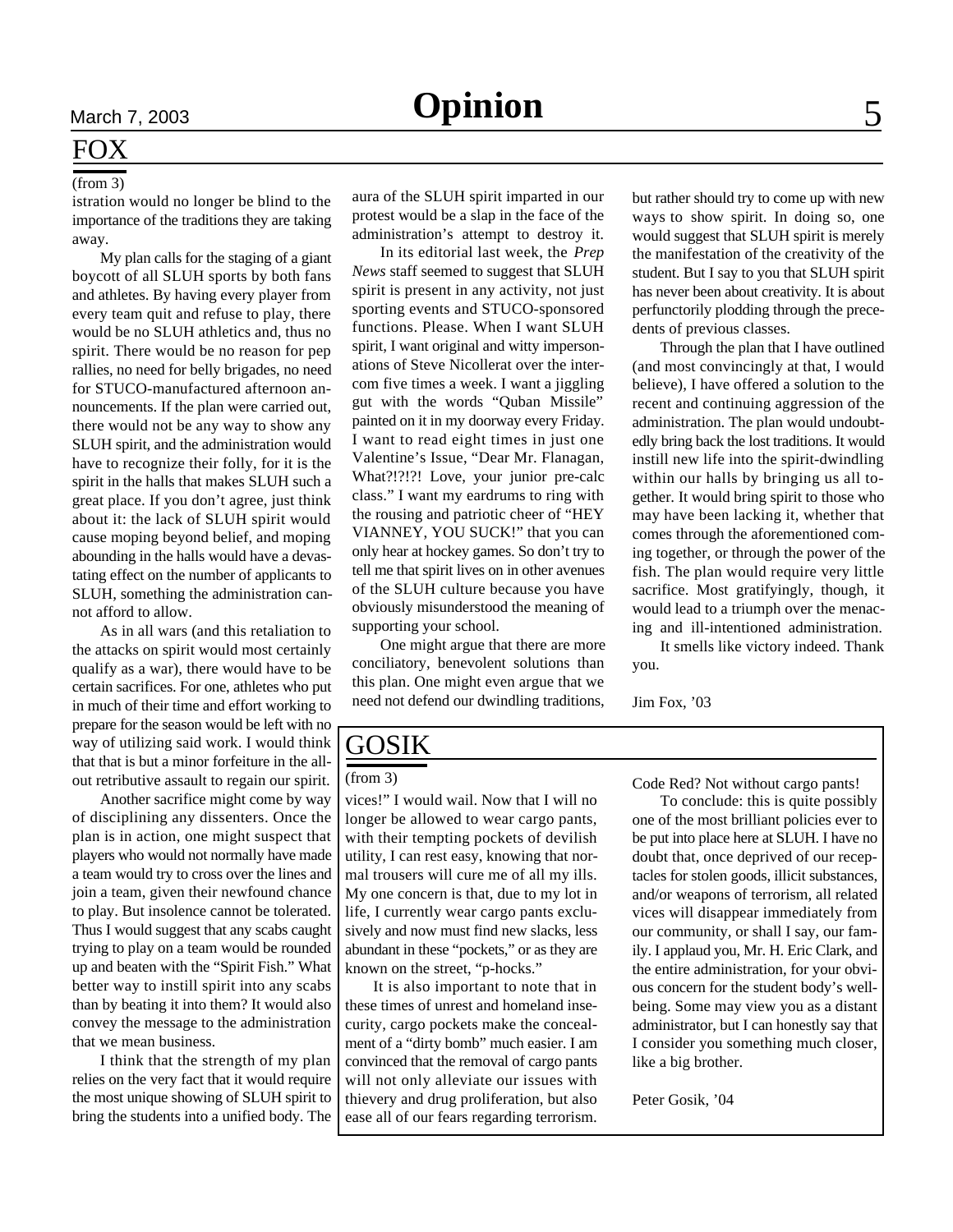## FOX

(from 3)

istration would no longer be blind to the importance of the traditions they are taking away.

My plan calls for the staging of a giant boycott of all SLUH sports by both fans and athletes. By having every player from every team quit and refuse to play, there would be no SLUH athletics and, thus no spirit. There would be no reason for pep rallies, no need for belly brigades, no need for STUCO-manufactured afternoon announcements. If the plan were carried out, there would not be any way to show any SLUH spirit, and the administration would have to recognize their folly, for it is the spirit in the halls that makes SLUH such a great place. If you don't agree, just think about it: the lack of SLUH spirit would cause moping beyond belief, and moping abounding in the halls would have a devastating effect on the number of applicants to SLUH, something the administration cannot afford to allow.

As in all wars (and this retaliation to the attacks on spirit would most certainly qualify as a war), there would have to be certain sacrifices. For one, athletes who put in much of their time and effort working to prepare for the season would be left with no way of utilizing said work. I would think that that is but a minor forfeiture in the all-out retributive assault to regain our spirit.

Another sacrifice might come by way of disciplining any dissenters. Once the plan is in action, one might suspect that players who would not normally have made a team would try to cross over the lines and join a team, given their newfound chance to play. But insolence cannot be tolerated. Thus I would suggest that any scabs caught trying to play on a team would be rounded up and beaten with the "Spirit Fish." What better way to instill spirit into any scabs than by beating it into them? It would also convey the message to the administration that we mean business.

I think that the strength of my plan relies on the very fact that it would require the most unique showing of SLUH spirit to bring the students into a unified body. The aura of the SLUH spirit imparted in our protest would be a slap in the face of the administration's attempt to destroy it.

In its editorial last week, the *Prep News* staff seemed to suggest that SLUH spirit is present in any activity, not just sporting events and STUCO-sponsored functions. Please. When I want SLUH spirit, I want original and witty impersonations of Steve Nicollerat over the intercom five times a week. I want a jiggling gut with the words "Quban Missile" painted on it in my doorway every Friday. I want to read eight times in just one Valentine's Issue, "Dear Mr. Flanagan, What?!?!?! Love, your junior pre-calc class." I want my eardrums to ring with the rousing and patriotic cheer of "HEY VIANNEY, YOU SUCK!" that you can only hear at hockey games. So don't try to tell me that spirit lives on in other avenues of the SLUH culture because you have obviously misunderstood the meaning of supporting your school.

One might argue that there are more conciliatory, benevolent solutions than this plan. One might even argue that we need not defend our dwindling traditions, but rather should try to come up with new ways to show spirit. In doing so, one would suggest that SLUH spirit is merely the manifestation of the creativity of the student. But I say to you that SLUH spirit has never been about creativity. It is about perfunctorily plodding through the precedents of previous classes.

Through the plan that I have outlined (and most convincingly at that, I would believe), I have offered a solution to the recent and continuing aggression of the administration. The plan would undoubtedly bring back the lost traditions. It would instill new life into the spirit-dwindling within our halls by bringing us all together. It would bring spirit to those who may have been lacking it, whether that comes through the aforementioned coming together, or through the power of the fish. The plan would require very little sacrifice. Most gratifyingly, though, it would lead to a triumph over the menacing and ill-intentioned administration.

It smells like victory indeed. Thank you.

Jim Fox, '03

## GOSIK

(from 3)

vices!" I would wail. Now that I will no longer be allowed to wear cargo pants, with their tempting pockets of devilish utility, I can rest easy, knowing that normal trousers will cure me of all my ills. My one concern is that, due to my lot in life, I currently wear cargo pants exclusively and now must find new slacks, less abundant in these "pockets," or as they are known on the street, "p-hocks."

It is also important to note that in these times of unrest and homeland insecurity, cargo pockets make the concealment of a "dirty bomb" much easier. I am convinced that the removal of cargo pants will not only alleviate our issues with thievery and drug proliferation, but also ease all of our fears regarding terrorism. Code Red? Not without cargo pants!

To conclude: this is quite possibly one of the most brilliant policies ever to be put into place here at SLUH. I have no doubt that, once deprived of our receptacles for stolen goods, illicit substances, and/or weapons of terrorism, all related vices will disappear immediately from our community, or shall I say, our family. I applaud you, Mr. H. Eric Clark, and the entire administration, for your obvious concern for the student body's well-being. Some may view you as a distant administrator, but I can honestly say that I consider you something much closer, like a big brother.

Peter Gosik, '04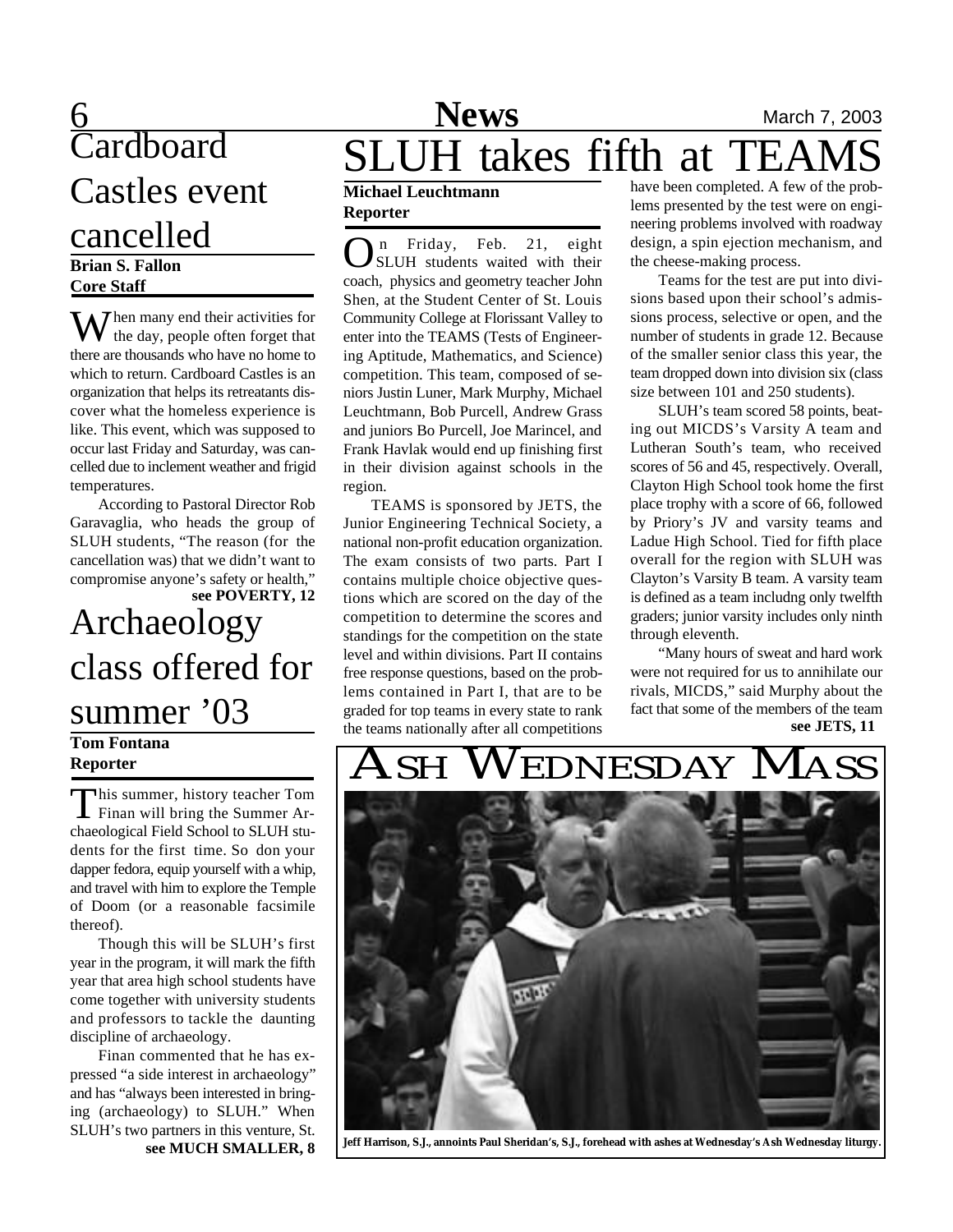# Cardboard Castles event cancelled

**Brian S. Fallon**
**Core Staff**

When many end their activities for the day, people often forget that there are thousands who have no home to which to return. Cardboard Castles is an organization that helps its retreatants discover what the homeless experience is like. This event, which was supposed to occur last Friday and Saturday, was cancelled due to inclement weather and frigid temperatures.

According to Pastoral Director Rob Garavaglia, who heads the group of SLUH students, "The reason (for the cancellation was) that we didn't want to compromise anyone's safety or health,"

**see POVERTY, 12**

# Archaeology class offered for summer '03

**Tom Fontana**
**Reporter**

This summer, history teacher Tom Finan will bring the Summer Archaeological Field School to SLUH students for the first time. So don your dapper fedora, equip yourself with a whip, and travel with him to explore the Temple of Doom (or a reasonable facsimile thereof).

Though this will be SLUH's first year in the program, it will mark the fifth year that area high school students have come together with university students and professors to tackle the daunting discipline of archaeology.

Finan commented that he has expressed "a side interest in archaeology" and has "always been interested in bringing (archaeology) to SLUH." When SLUH's two partners in this venture, St.

**see MUCH SMALLER, 8**

# SLUH takes fifth at TEAMS

**Michael Leuchtmann**
**Reporter**

On Friday, Feb. 21, eight SLUH students waited with their coach, physics and geometry teacher John Shen, at the Student Center of St. Louis Community College at Florissant Valley to enter into the TEAMS (Tests of Engineering Aptitude, Mathematics, and Science) competition. This team, composed of seniors Justin Luner, Mark Murphy, Michael Leuchtmann, Bob Purcell, Andrew Grass and juniors Bo Purcell, Joe Marincel, and Frank Havlak would end up finishing first in their division against schools in the region.

TEAMS is sponsored by JETS, the Junior Engineering Technical Society, a national non-profit education organization. The exam consists of two parts. Part I contains multiple choice objective questions which are scored on the day of the competition to determine the scores and standings for the competition on the state level and within divisions. Part II contains free response questions, based on the problems contained in Part I, that are to be graded for top teams in every state to rank the teams nationally after all competitions have been completed. A few of the problems presented by the test were on engineering problems involved with roadway design, a spin ejection mechanism, and the cheese-making process.

Teams for the test are put into divisions based upon their school's admissions process, selective or open, and the number of students in grade 12. Because of the smaller senior class this year, the team dropped down into division six (class size between 101 and 250 students).

SLUH's team scored 58 points, beating out MICDS's Varsity A team and Lutheran South's team, who received scores of 56 and 45, respectively. Overall, Clayton High School took home the first place trophy with a score of 66, followed by Priory's JV and varsity teams and Ladue High School. Tied for fifth place overall for the region with SLUH was Clayton's Varsity B team. A varsity team is defined as a team includng only twelfth graders; junior varsity includes only ninth through eleventh.

"Many hours of sweat and hard work were not required for us to annihilate our rivals, MICDS," said Murphy about the fact that some of the members of the team

**see JETS, 11**

# Ash Wednesday Mass

Jeff Harrison, S.J., annoints Paul Sheridan's, S.J., forehead with ashes at Wednesday's Ash Wednesday liturgy.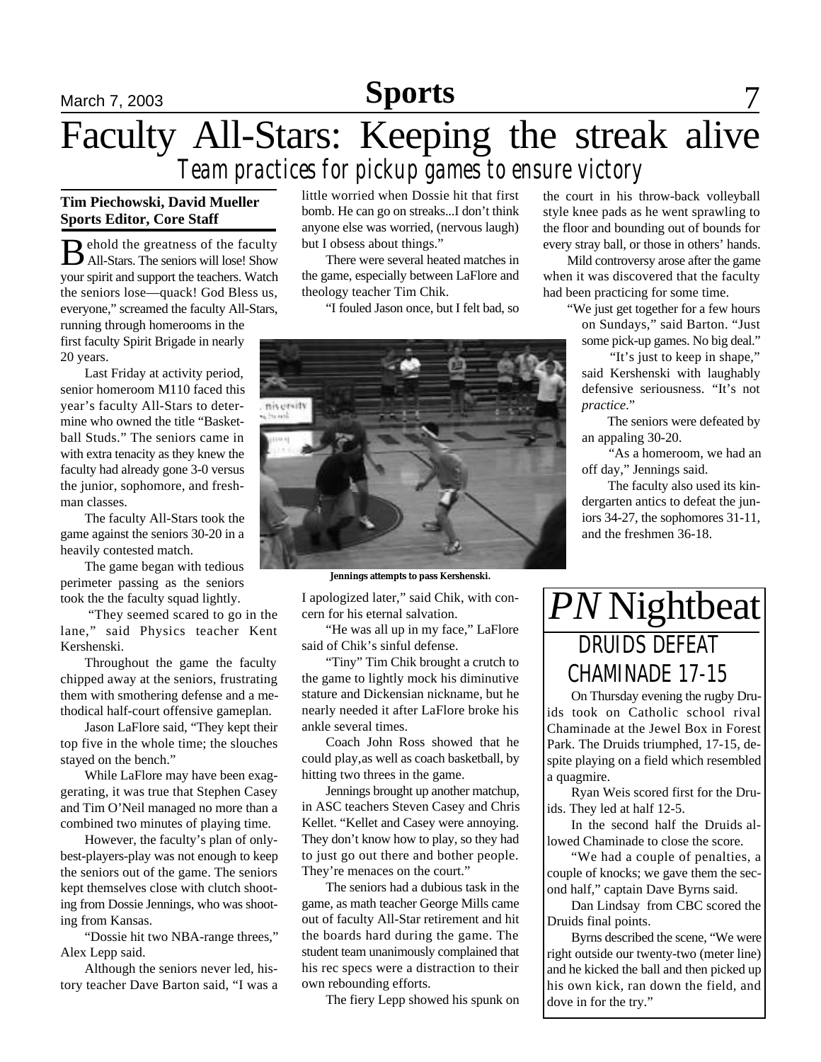# Faculty All-Stars: Keeping the streak alive

## *Team practices for pickup games to ensure victory*

**Tim Piechowski, David Mueller**
**Sports Editor, Core Staff**

Behold the greatness of the faculty All-Stars. The seniors will lose! Show your spirit and support the teachers. Watch the seniors lose—quack! God Bless us, everyone," screamed the faculty All-Stars, running through homerooms in the first faculty Spirit Brigade in nearly 20 years.

Last Friday at activity period, senior homeroom M110 faced this year's faculty All-Stars to determine who owned the title "Basketball Studs." The seniors came in with extra tenacity as they knew the faculty had already gone 3-0 versus the junior, sophomore, and freshman classes.

The faculty All-Stars took the game against the seniors 30-20 in a heavily contested match.

The game began with tedious perimeter passing as the seniors took the the faculty squad lightly.

"They seemed scared to go in the lane," said Physics teacher Kent Kershenski.

Throughout the game the faculty chipped away at the seniors, frustrating them with smothering defense and a methodical half-court offensive gameplan.

Jason LaFlore said, "They kept their top five in the whole time; the slouches stayed on the bench."

While LaFlore may have been exaggerating, it was true that Stephen Casey and Tim O'Neil managed no more than a combined two minutes of playing time.

However, the faculty's plan of only-best-players-play was not enough to keep the seniors out of the game. The seniors kept themselves close with clutch shooting from Dossie Jennings, who was shooting from Kansas.

"Dossie hit two NBA-range threes," Alex Lepp said.

Although the seniors never led, history teacher Dave Barton said, "I was a little worried when Dossie hit that first bomb. He can go on streaks...I don't think anyone else was worried, (nervous laugh) but I obsess about things."

There were several heated matches in the game, especially between LaFlore and theology teacher Tim Chik.

"I fouled Jason once, but I felt bad, so I apologized later," said Chik, with concern for his eternal salvation.

**Jennings attempts to pass Kershenski.**

"He was all up in my face," LaFlore said of Chik's sinful defense.

"Tiny" Tim Chik brought a crutch to the game to lightly mock his diminutive stature and Dickensian nickname, but he nearly needed it after LaFlore broke his ankle several times.

Coach John Ross showed that he could play,as well as coach basketball, by hitting two threes in the game.

Jennings brought up another matchup, in ASC teachers Steven Casey and Chris Kellet. "Kellet and Casey were annoying. They don't know how to play, so they had to just go out there and bother people. They're menaces on the court."

The seniors had a dubious task in the game, as math teacher George Mills came out of faculty All-Star retirement and hit the boards hard during the game. The student team unanimously complained that his rec specs were a distraction to their own rebounding efforts.

The fiery Lepp showed his spunk on the court in his throw-back volleyball style knee pads as he went sprawling to the floor and bounding out of bounds for every stray ball, or those in others' hands.

Mild controversy arose after the game when it was discovered that the faculty had been practicing for some time.

"We just get together for a few hours on Sundays," said Barton. "Just some pick-up games. No big deal."

"It's just to keep in shape," said Kershenski with laughably defensive seriousness. "It's not *practice*."

The seniors were defeated by an appaling 30-20.

"As a homeroom, we had an off day," Jennings said.

The faculty also used its kindergarten antics to defeat the juniors 34-27, the sophomores 31-11, and the freshmen 36-18.

# *PN* Nightbeat

## DRUIDS DEFEAT CHAMINADE 17-15

On Thursday evening the rugby Druids took on Catholic school rival Chaminade at the Jewel Box in Forest Park. The Druids triumphed, 17-15, despite playing on a field which resembled a quagmire.

Ryan Weis scored first for the Druids. They led at half 12-5.

In the second half the Druids allowed Chaminade to close the score.

"We had a couple of penalties, a couple of knocks; we gave them the second half," captain Dave Byrns said.

Dan Lindsay from CBC scored the Druids final points.

Byrns described the scene, "We were right outside our twenty-two (meter line) and he kicked the ball and then picked up his own kick, ran down the field, and dove in for the try."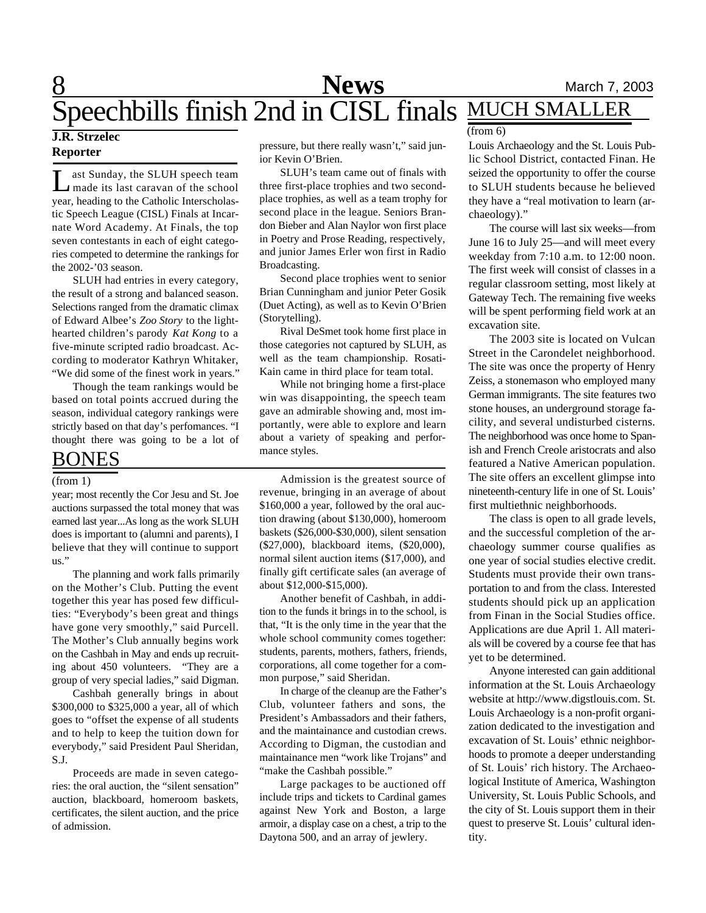# Speechbills finish 2nd in CISL finals

**J.R. Strzelec**
**Reporter**

Last Sunday, the SLUH speech team made its last caravan of the school year, heading to the Catholic Interscholastic Speech League (CISL) Finals at Incarnate Word Academy. At Finals, the top seven contestants in each of eight categories competed to determine the rankings for the 2002-'03 season.

SLUH had entries in every category, the result of a strong and balanced season. Selections ranged from the dramatic climax of Edward Albee's *Zoo Story* to the lighthearted children's parody *Kat Kong* to a five-minute scripted radio broadcast. According to moderator Kathryn Whitaker, "We did some of the finest work in years."

Though the team rankings would be based on total points accrued during the season, individual category rankings were strictly based on that day's perfomances. "I thought there was going to be a lot of pressure, but there really wasn't," said junior Kevin O'Brien.

SLUH's team came out of finals with three first-place trophies and two second-place trophies, as well as a team trophy for second place in the league. Seniors Brandon Bieber and Alan Naylor won first place in Poetry and Prose Reading, respectively, and junior James Erler won first in Radio Broadcasting.

Second place trophies went to senior Brian Cunningham and junior Peter Gosik (Duet Acting), as well as to Kevin O'Brien (Storytelling).

Rival DeSmet took home first place in those categories not captured by SLUH, as well as the team championship. Rosati-Kain came in third place for team total.

While not bringing home a first-place win was disappointing, the speech team gave an admirable showing and, most importantly, were able to explore and learn about a variety of speaking and performance styles.

## BONES

(from 1)

year; most recently the Cor Jesu and St. Joe auctions surpassed the total money that was earned last year...As long as the work SLUH does is important to (alumni and parents), I believe that they will continue to support us."

The planning and work falls primarily on the Mother's Club. Putting the event together this year has posed few difficulties: "Everybody's been great and things have gone very smoothly," said Purcell. The Mother's Club annually begins work on the Cashbah in May and ends up recruiting about 450 volunteers. "They are a group of very special ladies," said Digman.

Cashbah generally brings in about \$300,000 to \$325,000 a year, all of which goes to "offset the expense of all students and to help to keep the tuition down for everybody," said President Paul Sheridan, S.J.

Proceeds are made in seven categories: the oral auction, the "silent sensation" auction, blackboard, homeroom baskets, certificates, the silent auction, and the price of admission.

Admission is the greatest source of revenue, bringing in an average of about \$160,000 a year, followed by the oral auction drawing (about \$130,000), homeroom baskets (\$26,000-\$30,000), silent sensation (\$27,000), blackboard items, (\$20,000), normal silent auction items (\$17,000), and finally gift certificate sales (an average of about \$12,000-\$15,000).

Another benefit of Cashbah, in addition to the funds it brings in to the school, is that, "It is the only time in the year that the whole school community comes together: students, parents, mothers, fathers, friends, corporations, all come together for a common purpose," said Sheridan.

In charge of the cleanup are the Father's Club, volunteer fathers and sons, the President's Ambassadors and their fathers, and the maintainance and custodian crews. According to Digman, the custodian and maintainance men "work like Trojans" and "make the Cashbah possible."

Large packages to be auctioned off include trips and tickets to Cardinal games against New York and Boston, a large armoir, a display case on a chest, a trip to the Daytona 500, and an array of jewlery.

## MUCH SMALLER

(from 6)

Louis Archaeology and the St. Louis Public School District, contacted Finan. He seized the opportunity to offer the course to SLUH students because he believed they have a "real motivation to learn (archaeology)."

The course will last six weeks—from June 16 to July 25—and will meet every weekday from 7:10 a.m. to 12:00 noon. The first week will consist of classes in a regular classroom setting, most likely at Gateway Tech. The remaining five weeks will be spent performing field work at an excavation site.

The 2003 site is located on Vulcan Street in the Carondelet neighborhood. The site was once the property of Henry Zeiss, a stonemason who employed many German immigrants. The site features two stone houses, an underground storage facility, and several undisturbed cisterns. The neighborhood was once home to Spanish and French Creole aristocrats and also featured a Native American population. The site offers an excellent glimpse into nineteenth-century life in one of St. Louis' first multiethnic neighborhoods.

The class is open to all grade levels, and the successful completion of the archaeology summer course qualifies as one year of social studies elective credit. Students must provide their own transportation to and from the class. Interested students should pick up an application from Finan in the Social Studies office. Applications are due April 1. All materials will be covered by a course fee that has yet to be determined.

Anyone interested can gain additional information at the St. Louis Archaeology website at http://www.digstlouis.com. St. Louis Archaeology is a non-profit organization dedicated to the investigation and excavation of St. Louis' ethnic neighborhoods to promote a deeper understanding of St. Louis' rich history. The Archaeological Institute of America, Washington University, St. Louis Public Schools, and the city of St. Louis support them in their quest to preserve St. Louis' cultural identity.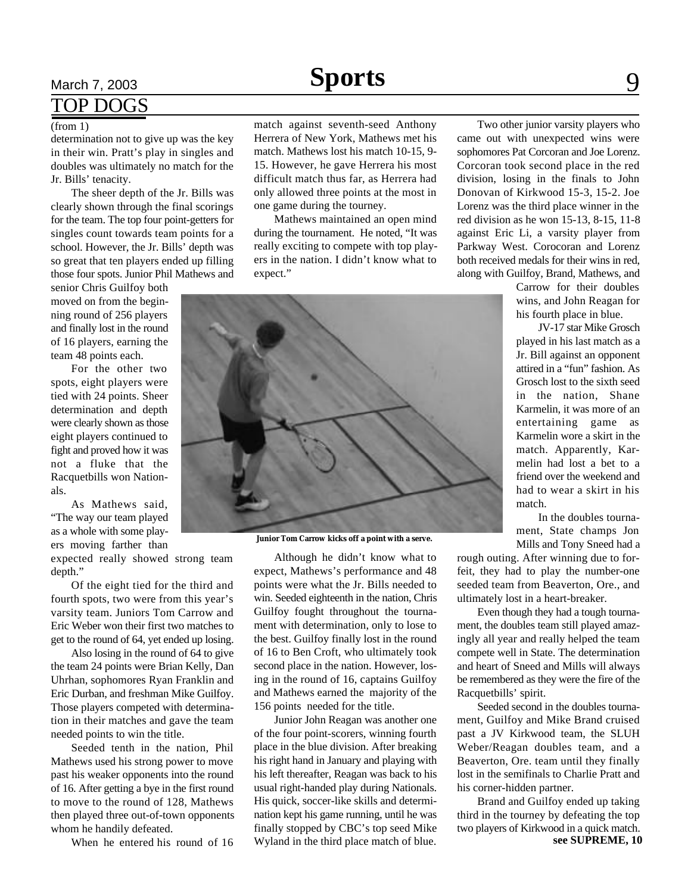## TOP DOGS

(from 1)

determination not to give up was the key in their win. Pratt's play in singles and doubles was ultimately no match for the Jr. Bills' tenacity.

The sheer depth of the Jr. Bills was clearly shown through the final scorings for the team. The top four point-getters for singles count towards team points for a school. However, the Jr. Bills' depth was so great that ten players ended up filling those four spots. Junior Phil Mathews and senior Chris Guilfoy both moved on from the beginning round of 256 players and finally lost in the round of 16 players, earning the team 48 points each.

For the other two spots, eight players were tied with 24 points. Sheer determination and depth were clearly shown as those eight players continued to fight and proved how it was not a fluke that the Racquetbills won Nationals.

As Mathews said, "The way our team played as a whole with some players moving farther than expected really showed strong team depth."

Of the eight tied for the third and fourth spots, two were from this year's varsity team. Juniors Tom Carrow and Eric Weber won their first two matches to get to the round of 64, yet ended up losing.

Also losing in the round of 64 to give the team 24 points were Brian Kelly, Dan Uhrhan, sophomores Ryan Franklin and Eric Durban, and freshman Mike Guilfoy. Those players competed with determination in their matches and gave the team needed points to win the title.

Seeded tenth in the nation, Phil Mathews used his strong power to move past his weaker opponents into the round of 16. After getting a bye in the first round to move to the round of 128, Mathews then played three out-of-town opponents whom he handily defeated.

When he entered his round of 16 match against seventh-seed Anthony Herrera of New York, Mathews met his match. Mathews lost his match 10-15, 9-15. However, he gave Herrera his most difficult match thus far, as Herrera had only allowed three points at the most in one game during the tourney.

Mathews maintained an open mind during the tournament. He noted, "It was really exciting to compete with top players in the nation. I didn't know what to expect."

**Junior Tom Carrow kicks off a point with a serve.**

Although he didn't know what to expect, Mathews's performance and 48 points were what the Jr. Bills needed to win. Seeded eighteenth in the nation, Chris Guilfoy fought throughout the tournament with determination, only to lose to the best. Guilfoy finally lost in the round of 16 to Ben Croft, who ultimately took second place in the nation. However, losing in the round of 16, captains Guilfoy and Mathews earned the majority of the 156 points needed for the title.

Junior John Reagan was another one of the four point-scorers, winning fourth place in the blue division. After breaking his right hand in January and playing with his left thereafter, Reagan was back to his usual right-handed play during Nationals. His quick, soccer-like skills and determination kept his game running, until he was finally stopped by CBC's top seed Mike Wyland in the third place match of blue.

Two other junior varsity players who came out with unexpected wins were sophomores Pat Corcoran and Joe Lorenz. Corcoran took second place in the red division, losing in the finals to John Donovan of Kirkwood 15-3, 15-2. Joe Lorenz was the third place winner in the red division as he won 15-13, 8-15, 11-8 against Eric Li, a varsity player from Parkway West. Corocoran and Lorenz both received medals for their wins in red, along with Guilfoy, Brand, Mathews, and Carrow for their doubles wins, and John Reagan for his fourth place in blue.

JV-17 star Mike Grosch played in his last match as a Jr. Bill against an opponent attired in a "fun" fashion. As Grosch lost to the sixth seed in the nation, Shane Karmelin, it was more of an entertaining game as Karmelin wore a skirt in the match. Apparently, Karmelin had lost a bet to a friend over the weekend and had to wear a skirt in his match.

In the doubles tournament, State champs Jon Mills and Tony Sneed had a rough outing. After winning due to forfeit, they had to play the number-one seeded team from Beaverton, Ore., and ultimately lost in a heart-breaker.

Even though they had a tough tournament, the doubles team still played amazingly all year and really helped the team compete well in State. The determination and heart of Sneed and Mills will always be remembered as they were the fire of the Racquetbills' spirit.

Seeded second in the doubles tournament, Guilfoy and Mike Brand cruised past a JV Kirkwood team, the SLUH Weber/Reagan doubles team, and a Beaverton, Ore. team until they finally lost in the semifinals to Charlie Pratt and his corner-hidden partner.

Brand and Guilfoy ended up taking third in the tourney by defeating the top two players of Kirkwood in a quick match.

**see SUPREME, 10**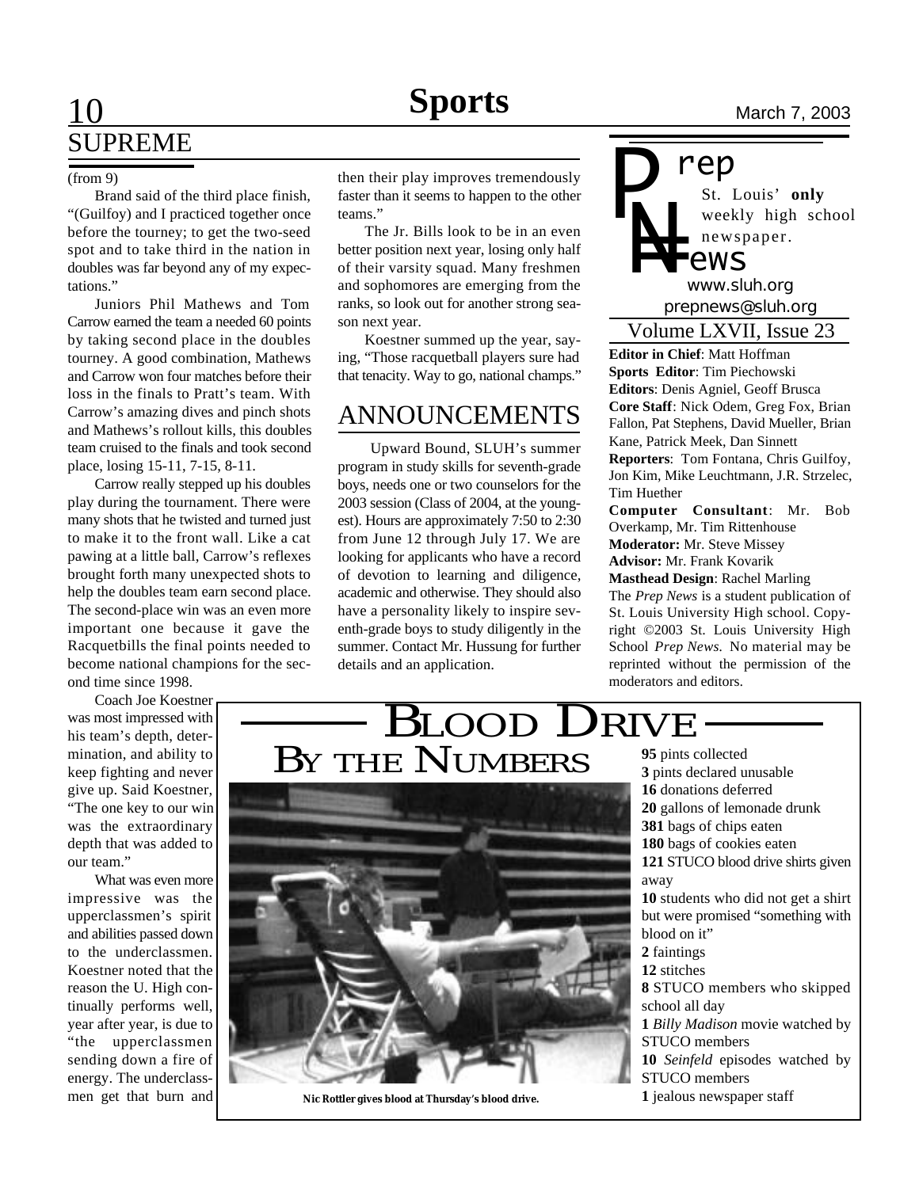## SUPREME

(from 9)

Brand said of the third place finish, "(Guilfoy) and I practiced together once before the tourney; to get the two-seed spot and to take third in the nation in doubles was far beyond any of my expectations."

Juniors Phil Mathews and Tom Carrow earned the team a needed 60 points by taking second place in the doubles tourney. A good combination, Mathews and Carrow won four matches before their loss in the finals to Pratt's team. With Carrow's amazing dives and pinch shots and Mathews's rollout kills, this doubles team cruised to the finals and took second place, losing 15-11, 7-15, 8-11.

Carrow really stepped up his doubles play during the tournament. There were many shots that he twisted and turned just to make it to the front wall. Like a cat pawing at a little ball, Carrow's reflexes brought forth many unexpected shots to help the doubles team earn second place. The second-place win was an even more important one because it gave the Racquetbills the final points needed to become national champions for the second time since 1998.

Coach Joe Koestner was most impressed with his team's depth, determination, and ability to keep fighting and never give up. Said Koestner, "The one key to our win was the extraordinary depth that was added to our team."

What was even more impressive was the upperclassmen's spirit and abilities passed down to the underclassmen. Koestner noted that the reason the U. High continually performs well, year after year, is due to "the upperclassmen sending down a fire of energy. The underclassmen get that burn and then their play improves tremendously faster than it seems to happen to the other teams."

The Jr. Bills look to be in an even better position next year, losing only half of their varsity squad. Many freshmen and sophomores are emerging from the ranks, so look out for another strong season next year.

Koestner summed up the year, saying, "Those racquetball players sure had that tenacity. Way to go, national champs."

## ANNOUNCEMENTS

Upward Bound, SLUH's summer program in study skills for seventh-grade boys, needs one or two counselors for the 2003 session (Class of 2004, at the youngest). Hours are approximately 7:50 to 2:30 from June 12 through July 17. We are looking for applicants who have a record of devotion to learning and diligence, academic and otherwise. They should also have a personality likely to inspire seventh-grade boys to study diligently in the summer. Contact Mr. Hussung for further details and an application.

# Prep News

St. Louis' **only** weekly high school newspaper.

www.sluh.org
prepnews@sluh.org

Volume LXVII, Issue 23

**Editor in Chief**: Matt Hoffman
**Sports Editor**: Tim Piechowski
**Editors**: Denis Agniel, Geoff Brusca
**Core Staff**: Nick Odem, Greg Fox, Brian Fallon, Pat Stephens, David Mueller, Brian Kane, Patrick Meek, Dan Sinnett
**Reporters**: Tom Fontana, Chris Guilfoy, Jon Kim, Mike Leuchtmann, J.R. Strzelec, Tim Huether
**Computer Consultant**: Mr. Bob Overkamp, Mr. Tim Rittenhouse
**Moderator:** Mr. Steve Missey
**Advisor:** Mr. Frank Kovarik
**Masthead Design**: Rachel Marling

The *Prep News* is a student publication of St. Louis University High school. Copyright ©2003 St. Louis University High School *Prep News*. No material may be reprinted without the permission of the moderators and editors.

## Blood Drive By the Numbers

Nic Rottler gives blood at Thursday's blood drive.

**95** pints collected
**3** pints declared unusable
**16** donations deferred
**20** gallons of lemonade drunk
**381** bags of chips eaten
**180** bags of cookies eaten
**121** STUCO blood drive shirts given away
**10** students who did not get a shirt but were promised "something with blood on it"
**2** faintings
**12** stitches
**8** STUCO members who skipped school all day
**1** *Billy Madison* movie watched by STUCO members
**10** *Seinfeld* episodes watched by STUCO members
**1** jealous newspaper staff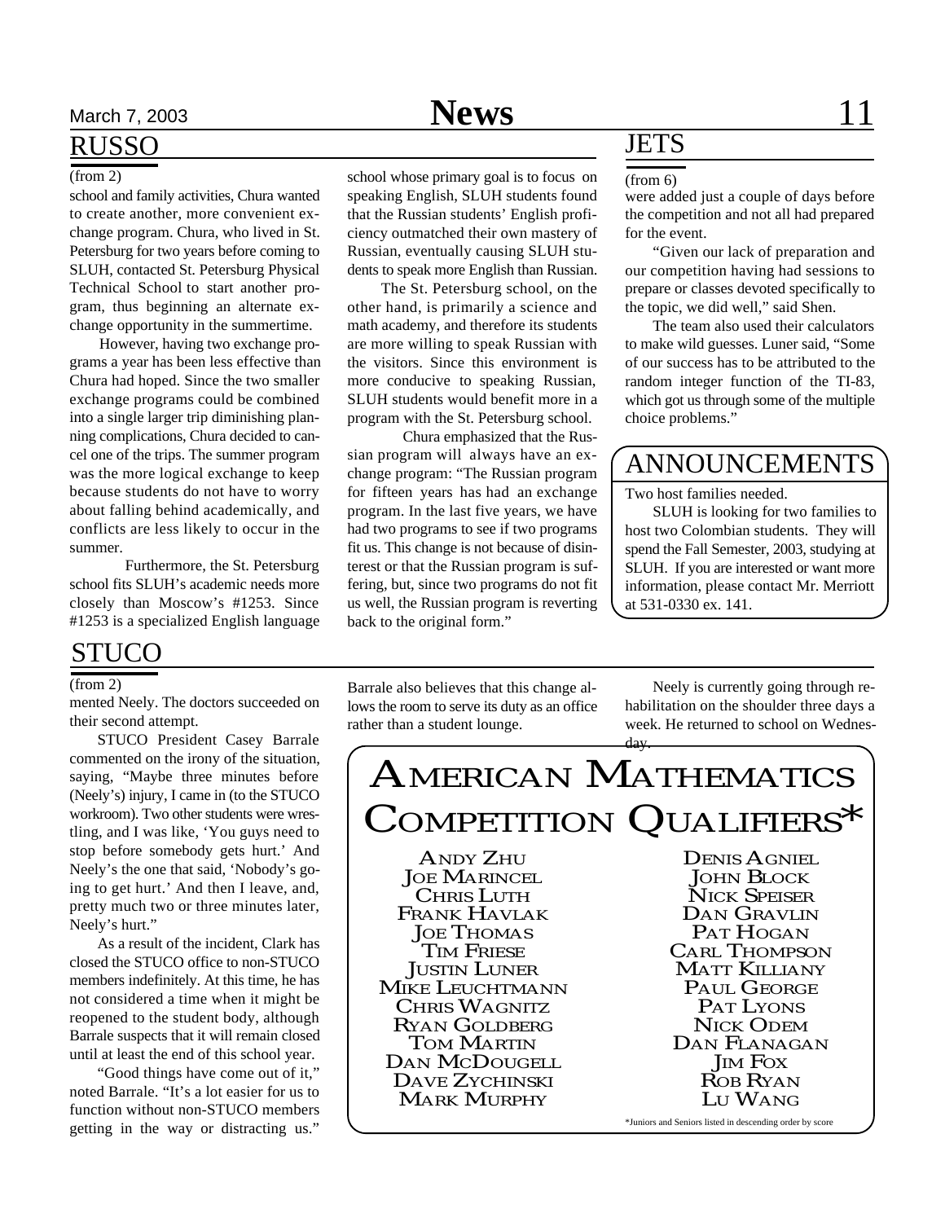## RUSSO

(from 2)

school and family activities, Chura wanted to create another, more convenient exchange program. Chura, who lived in St. Petersburg for two years before coming to SLUH, contacted St. Petersburg Physical Technical School to start another program, thus beginning an alternate exchange opportunity in the summertime.

However, having two exchange programs a year has been less effective than Chura had hoped. Since the two smaller exchange programs could be combined into a single larger trip diminishing planning complications, Chura decided to cancel one of the trips. The summer program was the more logical exchange to keep because students do not have to worry about falling behind academically, and conflicts are less likely to occur in the summer.

Furthermore, the St. Petersburg school fits SLUH's academic needs more closely than Moscow's #1253. Since #1253 is a specialized English language school whose primary goal is to focus on speaking English, SLUH students found that the Russian students' English proficiency outmatched their own mastery of Russian, eventually causing SLUH students to speak more English than Russian.

The St. Petersburg school, on the other hand, is primarily a science and math academy, and therefore its students are more willing to speak Russian with the visitors. Since this environment is more conducive to speaking Russian, SLUH students would benefit more in a program with the St. Petersburg school.

Chura emphasized that the Russian program will always have an exchange program: "The Russian program for fifteen years has had an exchange program. In the last five years, we have had two programs to see if two programs fit us. This change is not because of disinterest or that the Russian program is suffering, but, since two programs do not fit us well, the Russian program is reverting back to the original form."

## JETS

(from 6)

were added just a couple of days before the competition and not all had prepared for the event.

"Given our lack of preparation and our competition having had sessions to prepare or classes devoted specifically to the topic, we did well," said Shen.

The team also used their calculators to make wild guesses. Luner said, "Some of our success has to be attributed to the random integer function of the TI-83, which got us through some of the multiple choice problems."

## ANNOUNCEMENTS

Two host families needed.

SLUH is looking for two families to host two Colombian students. They will spend the Fall Semester, 2003, studying at SLUH. If you are interested or want more information, please contact Mr. Merriott at 531-0330 ex. 141.

## STUCO

(from 2)

mented Neely. The doctors succeeded on their second attempt.

STUCO President Casey Barrale commented on the irony of the situation, saying, "Maybe three minutes before (Neely's) injury, I came in (to the STUCO workroom). Two other students were wrestling, and I was like, 'You guys need to stop before somebody gets hurt.' And Neely's the one that said, 'Nobody's going to get hurt.' And then I leave, and, pretty much two or three minutes later, Neely's hurt."

As a result of the incident, Clark has closed the STUCO office to non-STUCO members indefinitely. At this time, he has not considered a time when it might be reopened to the student body, although Barrale suspects that it will remain closed until at least the end of this school year.

"Good things have come out of it," noted Barrale. "It's a lot easier for us to function without non-STUCO members getting in the way or distracting us." Barrale also believes that this change allows the room to serve its duty as an office rather than a student lounge.

Neely is currently going through rehabilitation on the shoulder three days a week. He returned to school on Wednesday.

## American Mathematics Competition Qualifiers*

| | |
|---|---|
| Andy Zhu | Denis Agniel |
| Joe Marincel | John Block |
| Chris Luth | Nick Speiser |
| Frank Havlak | Dan Gravlin |
| Joe Thomas | Pat Hogan |
| Tim Friese | Carl Thompson |
| Justin Luner | Matt Killiany |
| Mike Leuchtmann | Paul George |
| Chris Wagnitz | Pat Lyons |
| Ryan Goldberg | Nick Odem |
| Tom Martin | Dan Flanagan |
| Dan McDougell | Jim Fox |
| Dave Zychinski | Rob Ryan |
| Mark Murphy | Lu Wang |

*Juniors and Seniors listed in descending order by score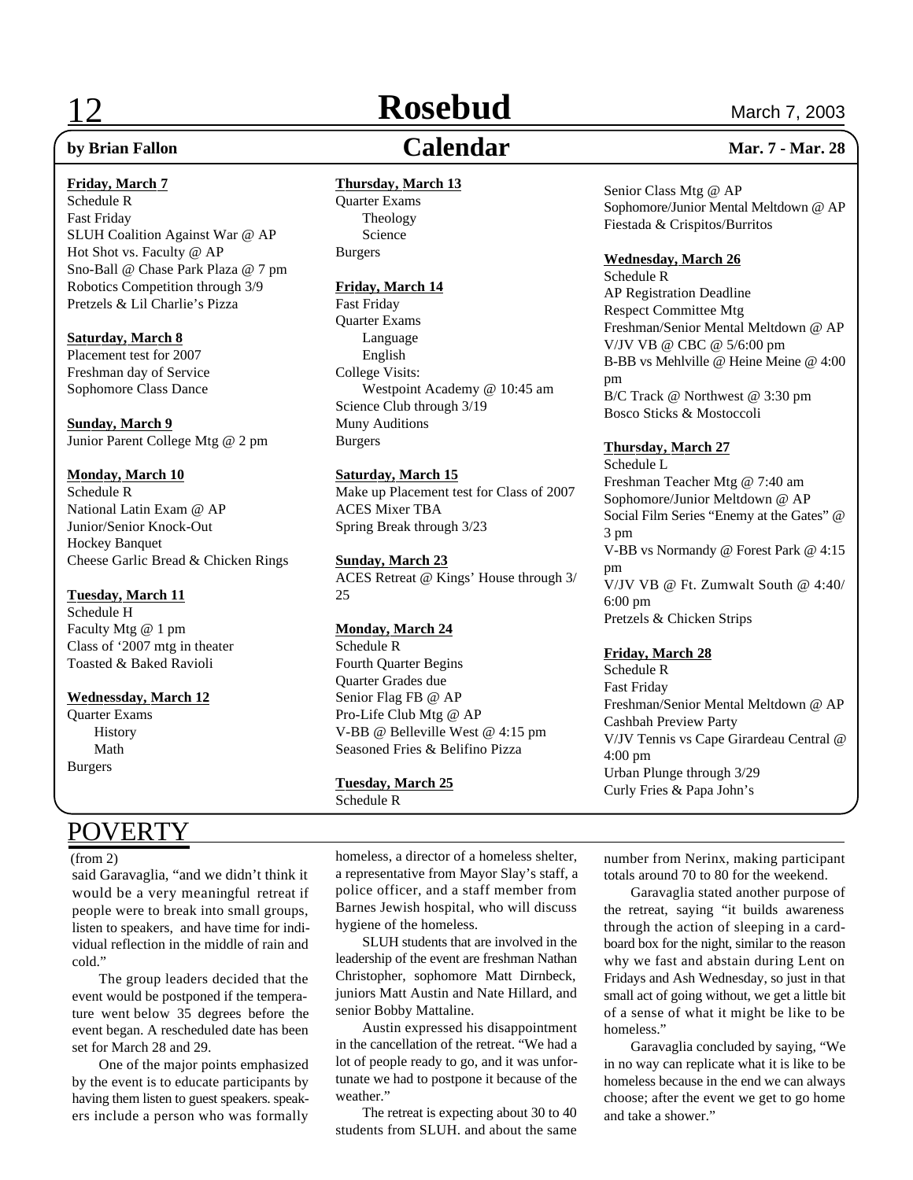# Calendar

by Brian Fallon

Mar. 7 - Mar. 28

**Friday, March 7**
Schedule R
Fast Friday
SLUH Coalition Against War @ AP
Hot Shot vs. Faculty @ AP
Sno-Ball @ Chase Park Plaza @ 7 pm
Robotics Competition through 3/9
Pretzels & Lil Charlie's Pizza

**Saturday, March 8**
Placement test for 2007
Freshman day of Service
Sophomore Class Dance

**Sunday, March 9**
Junior Parent College Mtg @ 2 pm

**Monday, March 10**
Schedule R
National Latin Exam @ AP
Junior/Senior Knock-Out
Hockey Banquet
Cheese Garlic Bread & Chicken Rings

**Tuesday, March 11**
Schedule H
Faculty Mtg @ 1 pm
Class of '2007 mtg in theater
Toasted & Baked Ravioli

**Wednessday, March 12**
Quarter Exams
History
Math
Burgers

**Thursday, March 13**
Quarter Exams
Theology
Science
Burgers

**Friday, March 14**
Fast Friday
Quarter Exams
Language
English
College Visits:
Westpoint Academy @ 10:45 am
Science Club through 3/19
Muny Auditions
Burgers

**Saturday, March 15**
Make up Placement test for Class of 2007
ACES Mixer TBA
Spring Break through 3/23

**Sunday, March 23**
ACES Retreat @ Kings' House through 3/25

**Monday, March 24**
Schedule R
Fourth Quarter Begins
Quarter Grades due
Senior Flag FB @ AP
Pro-Life Club Mtg @ AP
V-BB @ Belleville West @ 4:15 pm
Seasoned Fries & Belifino Pizza

**Tuesday, March 25**
Schedule R
Senior Class Mtg @ AP
Sophomore/Junior Mental Meltdown @ AP
Fiestada & Crispitos/Burritos

**Wednesday, March 26**
Schedule R
AP Registration Deadline
Respect Committee Mtg
Freshman/Senior Mental Meltdown @ AP
V/JV VB @ CBC @ 5/6:00 pm
B-BB vs Mehlville @ Heine Meine @ 4:00 pm
B/C Track @ Northwest @ 3:30 pm
Bosco Sticks & Mostoccoli

**Thursday, March 27**
Schedule L
Freshman Teacher Mtg @ 7:40 am
Sophomore/Junior Meltdown @ AP
Social Film Series "Enemy at the Gates" @ 3 pm
V-BB vs Normandy @ Forest Park @ 4:15 pm
V/JV VB @ Ft. Zumwalt South @ 4:40/6:00 pm
Pretzels & Chicken Strips

**Friday, March 28**
Schedule R
Fast Friday
Freshman/Senior Mental Meltdown @ AP
Cashbah Preview Party
V/JV Tennis vs Cape Girardeau Central @ 4:00 pm
Urban Plunge through 3/29
Curly Fries & Papa John's

# POVERTY

(from 2)

said Garavaglia, "and we didn't think it would be a very meaningful retreat if people were to break into small groups, listen to speakers, and have time for individual reflection in the middle of rain and cold."

The group leaders decided that the event would be postponed if the temperature went below 35 degrees before the event began. A rescheduled date has been set for March 28 and 29.

One of the major points emphasized by the event is to educate participants by having them listen to guest speakers. speakers include a person who was formally homeless, a director of a homeless shelter, a representative from Mayor Slay's staff, a police officer, and a staff member from Barnes Jewish hospital, who will discuss hygiene of the homeless.

SLUH students that are involved in the leadership of the event are freshman Nathan Christopher, sophomore Matt Dirnbeck, juniors Matt Austin and Nate Hillard, and senior Bobby Mattaline.

Austin expressed his disappointment in the cancellation of the retreat. "We had a lot of people ready to go, and it was unfortunate we had to postpone it because of the weather."

The retreat is expecting about 30 to 40 students from SLUH. and about the same number from Nerinx, making participant totals around 70 to 80 for the weekend.

Garavaglia stated another purpose of the retreat, saying "it builds awareness through the action of sleeping in a cardboard box for the night, similar to the reason why we fast and abstain during Lent on Fridays and Ash Wednesday, so just in that small act of going without, we get a little bit of a sense of what it might be like to be homeless."

Garavaglia concluded by saying, "We in no way can replicate what it is like to be homeless because in the end we can always choose; after the event we get to go home and take a shower."